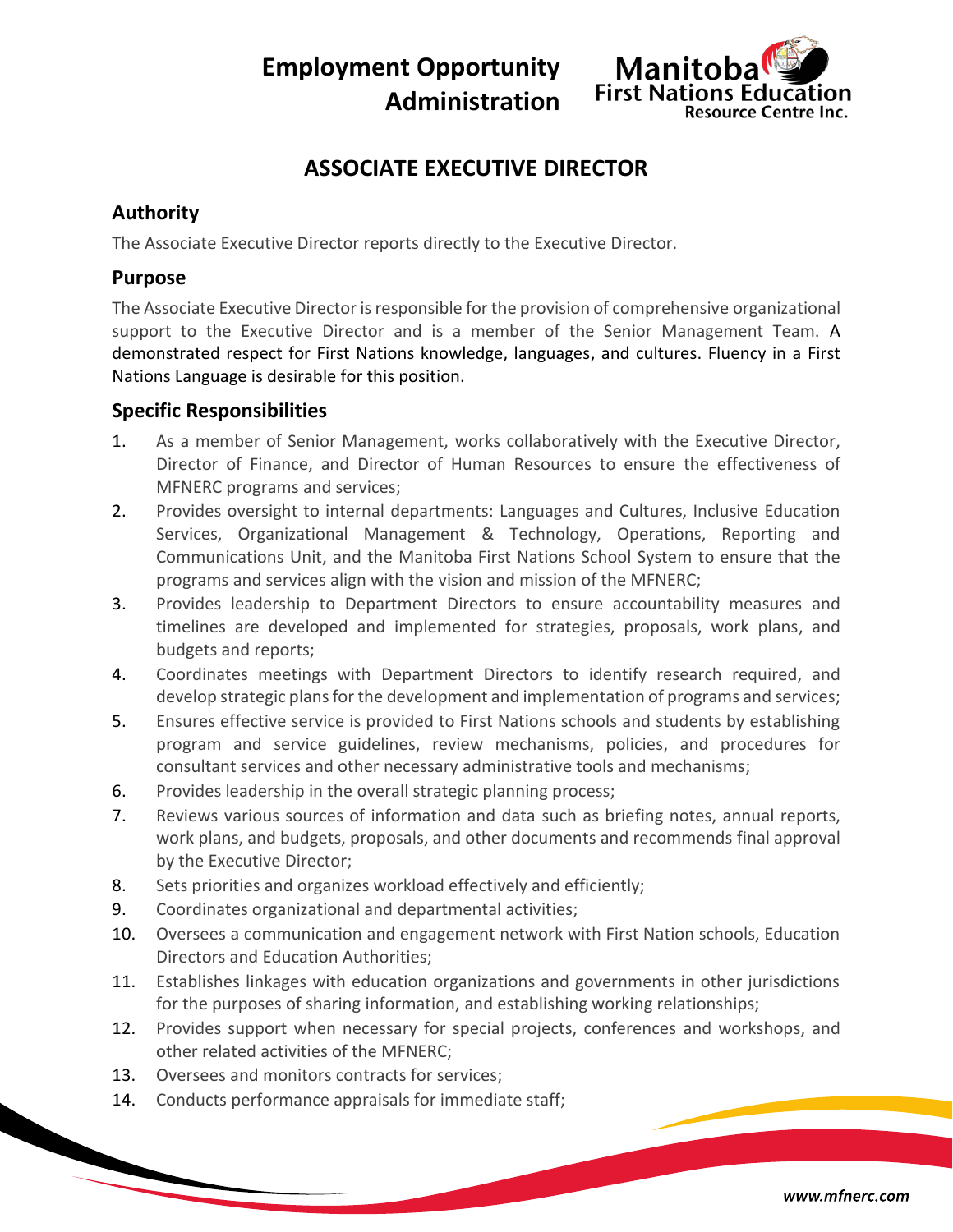# Employment Opportunity Administration

Manitoba First Nations Education Resource Centre Inc.

## ASSOCIATE EXECUTIVE DIRECTOR

### Authority

The Associate Executive Director reports directly to the Executive Director.

### Purpose

The Associate Executive Director is responsible for the provision of comprehensive organizational support to the Executive Director and is a member of the Senior Management Team. A demonstrated respect for First Nations knowledge, languages, and cultures. Fluency in a First Nations Language is desirable for this position.

### Specific Responsibilities

1. As a member of Senior Management, works collaboratively with the Executive Director, Director of Finance, and Director of Human Resources to ensure the effectiveness of MFNERC programs and services;
2. Provides oversight to internal departments: Languages and Cultures, Inclusive Education Services, Organizational Management & Technology, Operations, Reporting and Communications Unit, and the Manitoba First Nations School System to ensure that the programs and services align with the vision and mission of the MFNERC;
3. Provides leadership to Department Directors to ensure accountability measures and timelines are developed and implemented for strategies, proposals, work plans, and budgets and reports;
4. Coordinates meetings with Department Directors to identify research required, and develop strategic plans for the development and implementation of programs and services;
5. Ensures effective service is provided to First Nations schools and students by establishing program and service guidelines, review mechanisms, policies, and procedures for consultant services and other necessary administrative tools and mechanisms;
6. Provides leadership in the overall strategic planning process;
7. Reviews various sources of information and data such as briefing notes, annual reports, work plans, and budgets, proposals, and other documents and recommends final approval by the Executive Director;
8. Sets priorities and organizes workload effectively and efficiently;
9. Coordinates organizational and departmental activities;
10. Oversees a communication and engagement network with First Nation schools, Education Directors and Education Authorities;
11. Establishes linkages with education organizations and governments in other jurisdictions for the purposes of sharing information, and establishing working relationships;
12. Provides support when necessary for special projects, conferences and workshops, and other related activities of the MFNERC;
13. Oversees and monitors contracts for services;
14. Conducts performance appraisals for immediate staff;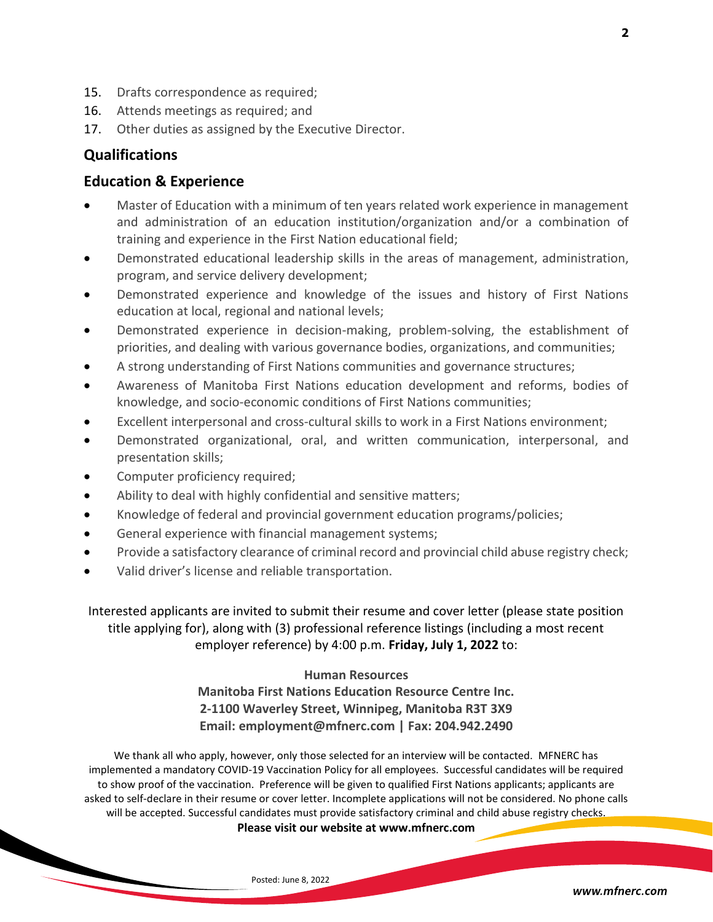15. Drafts correspondence as required;
16. Attends meetings as required; and
17. Other duties as assigned by the Executive Director.

## Qualifications

## Education & Experience

- Master of Education with a minimum of ten years related work experience in management and administration of an education institution/organization and/or a combination of training and experience in the First Nation educational field;
- Demonstrated educational leadership skills in the areas of management, administration, program, and service delivery development;
- Demonstrated experience and knowledge of the issues and history of First Nations education at local, regional and national levels;
- Demonstrated experience in decision-making, problem-solving, the establishment of priorities, and dealing with various governance bodies, organizations, and communities;
- A strong understanding of First Nations communities and governance structures;
- Awareness of Manitoba First Nations education development and reforms, bodies of knowledge, and socio-economic conditions of First Nations communities;
- Excellent interpersonal and cross-cultural skills to work in a First Nations environment;
- Demonstrated organizational, oral, and written communication, interpersonal, and presentation skills;
- Computer proficiency required;
- Ability to deal with highly confidential and sensitive matters;
- Knowledge of federal and provincial government education programs/policies;
- General experience with financial management systems;
- Provide a satisfactory clearance of criminal record and provincial child abuse registry check;
- Valid driver's license and reliable transportation.

Interested applicants are invited to submit their resume and cover letter (please state position title applying for), along with (3) professional reference listings (including a most recent employer reference) by 4:00 p.m. **Friday, July 1, 2022** to:

**Human Resources**
**Manitoba First Nations Education Resource Centre Inc.**
**2-1100 Waverley Street, Winnipeg, Manitoba R3T 3X9**
**Email: employment@mfnerc.com | Fax: 204.942.2490**

We thank all who apply, however, only those selected for an interview will be contacted. MFNERC has implemented a mandatory COVID-19 Vaccination Policy for all employees. Successful candidates will be required to show proof of the vaccination. Preference will be given to qualified First Nations applicants; applicants are asked to self-declare in their resume or cover letter. Incomplete applications will not be considered. No phone calls will be accepted. Successful candidates must provide satisfactory criminal and child abuse registry checks.

**Please visit our website at www.mfnerc.com**

Posted: June 8, 2022